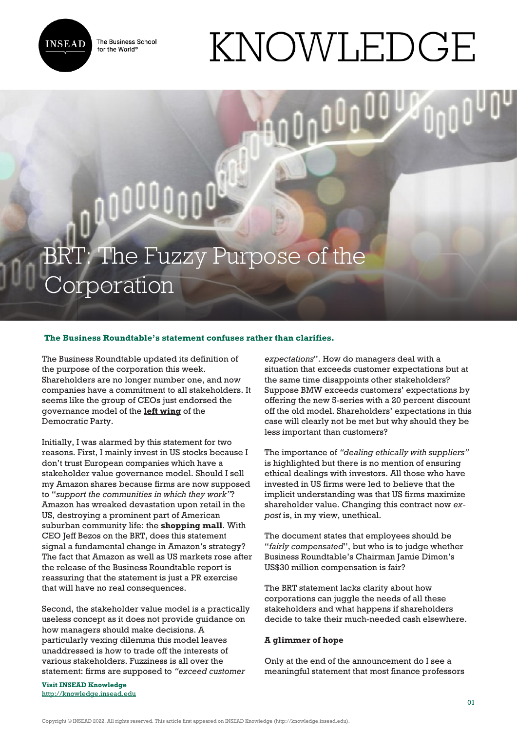# BRT: The Fuzzy Purpose of the Corporation

**The Business Roundtable's statement confuses rather than clarifies.**

The Business Roundtable updated its definition of the purpose of the corporation this week. Shareholders are no longer number one, and now companies have a commitment to all stakeholders. It seems like the group of CEOs just endorsed the governance model of the **left wing** of the Democratic Party.

Initially, I was alarmed by this statement for two reasons. First, I mainly invest in US stocks because I don't trust European companies which have a stakeholder value governance model. Should I sell my Amazon shares because firms are now supposed to "*support the communities in which they work"*? Amazon has wreaked devastation upon retail in the US, destroying a prominent part of American suburban community life: the **shopping mall**. With CEO Jeff Bezos on the BRT, does this statement signal a fundamental change in Amazon's strategy? The fact that Amazon as well as US markets rose after the release of the Business Roundtable report is reassuring that the statement is just a PR exercise that will have no real consequences.

Second, the stakeholder value model is a practically useless concept as it does not provide guidance on how managers should make decisions. A particularly vexing dilemma this model leaves unaddressed is how to trade off the interests of various stakeholders. Fuzziness is all over the statement: firms are supposed to *"exceed customer expectations*". How do managers deal with a situation that exceeds customer expectations but at the same time disappoints other stakeholders? Suppose BMW exceeds customers' expectations by offering the new 5-series with a 20 percent discount off the old model. Shareholders' expectations in this case will clearly not be met but why should they be less important than customers?

The importance of *"dealing ethically with suppliers"* is highlighted but there is no mention of ensuring ethical dealings with investors. All those who have invested in US firms were led to believe that the implicit understanding was that US firms maximize shareholder value. Changing this contract now *ex-post* is, in my view, unethical.

The document states that employees should be "*fairly compensated*", but who is to judge whether Business Roundtable's Chairman Jamie Dimon's US$30 million compensation is fair?

The BRT statement lacks clarity about how corporations can juggle the needs of all these stakeholders and what happens if shareholders decide to take their much-needed cash elsewhere.

**A glimmer of hope**

Only at the end of the announcement do I see a meaningful statement that most finance professors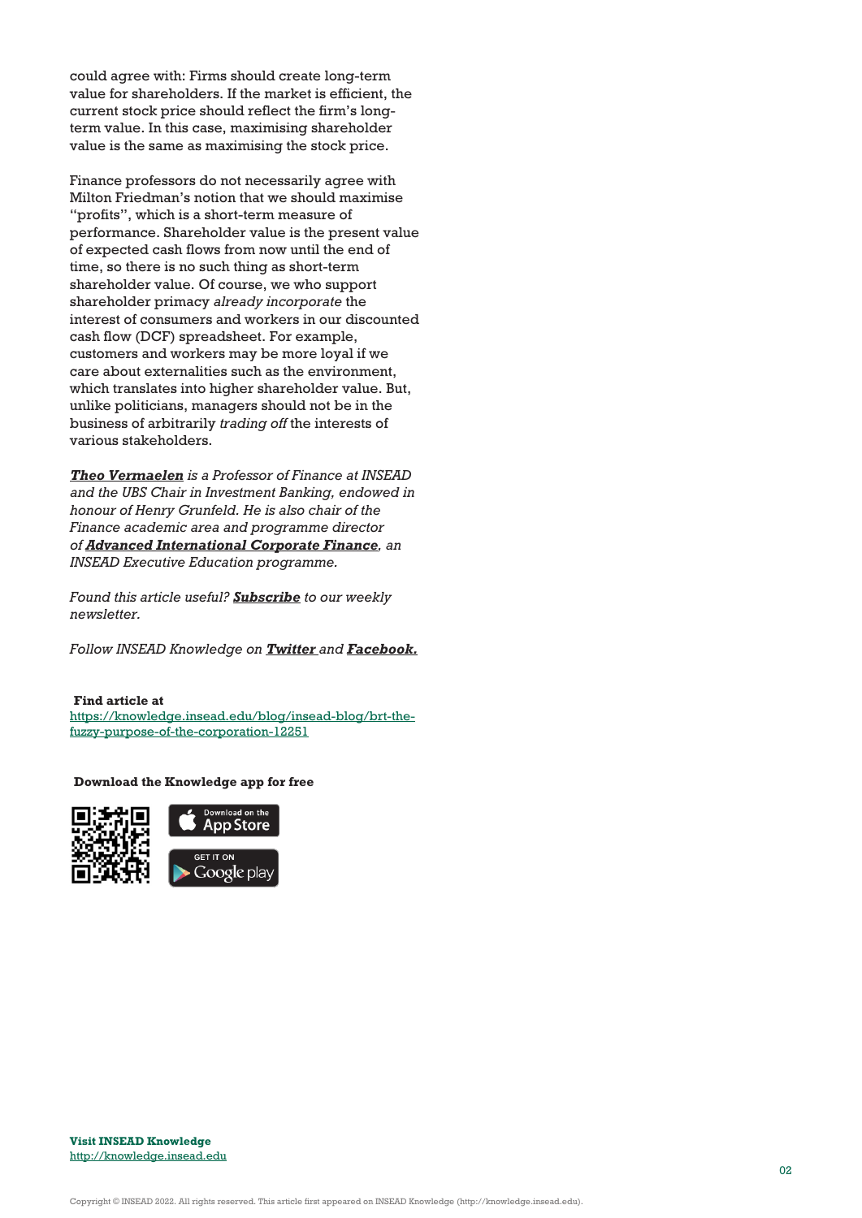could agree with: Firms should create long-term value for shareholders. If the market is efficient, the current stock price should reflect the firm's long-term value. In this case, maximising shareholder value is the same as maximising the stock price.

Finance professors do not necessarily agree with Milton Friedman's notion that we should maximise "profits", which is a short-term measure of performance. Shareholder value is the present value of expected cash flows from now until the end of time, so there is no such thing as short-term shareholder value. Of course, we who support shareholder primacy *already incorporate* the interest of consumers and workers in our discounted cash flow (DCF) spreadsheet. For example, customers and workers may be more loyal if we care about externalities such as the environment, which translates into higher shareholder value. But, unlike politicians, managers should not be in the business of arbitrarily *trading off* the interests of various stakeholders.

***Theo Vermaelen*** *is a Professor of Finance at INSEAD and the UBS Chair in Investment Banking, endowed in honour of Henry Grunfeld. He is also chair of the Finance academic area and programme director of* ***Advanced International Corporate Finance****, an INSEAD Executive Education programme.*

*Found this article useful?* ***Subscribe*** *to our weekly newsletter.*

*Follow INSEAD Knowledge on* ***Twitter*** *and* ***Facebook.***

**Find article at**
https://knowledge.insead.edu/blog/insead-blog/brt-the-fuzzy-purpose-of-the-corporation-12251

**Download the Knowledge app for free**

**Visit INSEAD Knowledge**
http://knowledge.insead.edu

Copyright © INSEAD 2022. All rights reserved. This article first appeared on INSEAD Knowledge (http://knowledge.insead.edu).